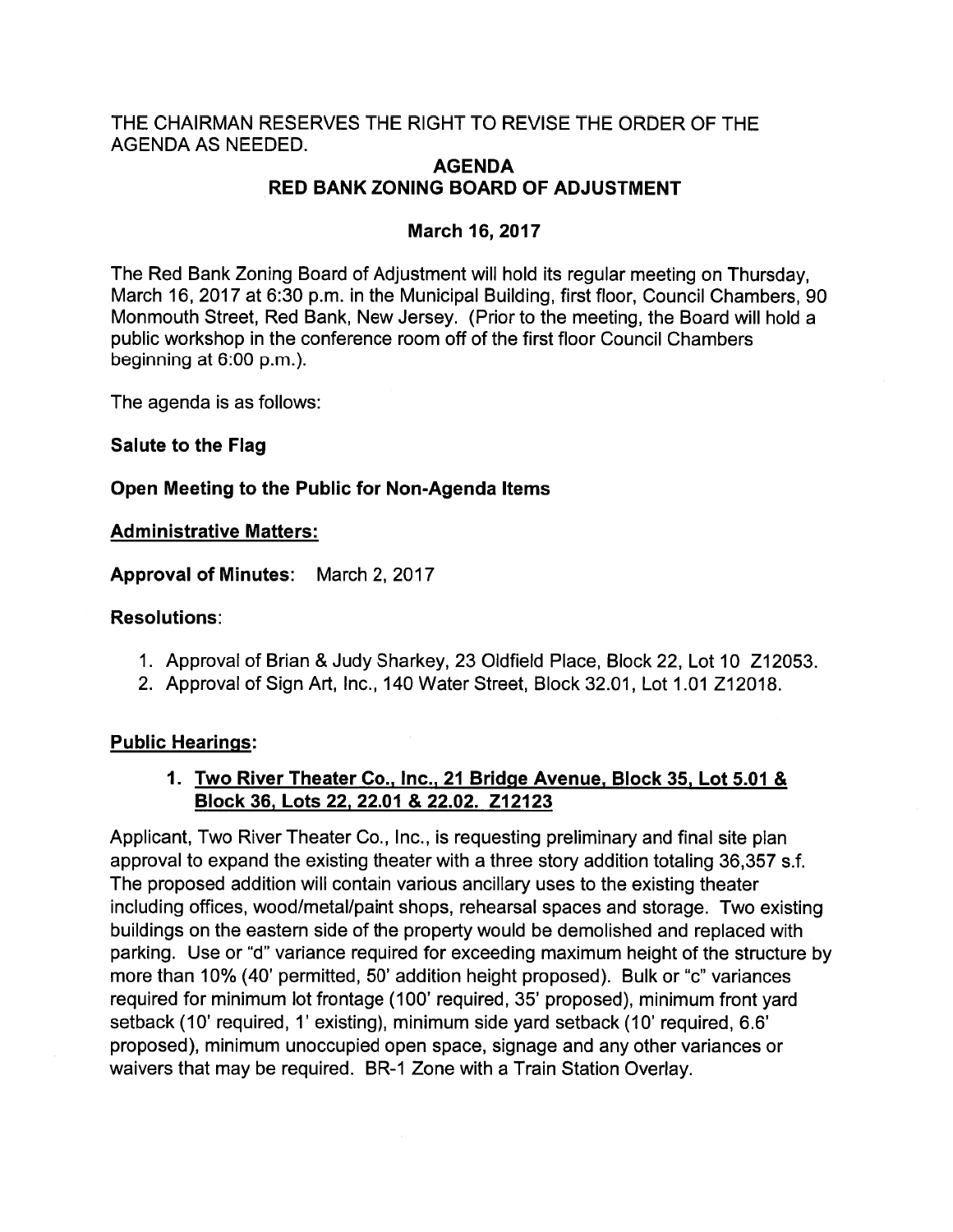THE CHAIRMAN RESERVES THE RIGHT TO REVISE THE ORDER OF THE AGENDA AS NEEDED.

# AGENDA
# RED BANK ZONING BOARD OF ADJUSTMENT

## March 16, 2017

The Red Bank Zoning Board of Adjustment will hold its regular meeting on Thursday, March 16, 2017 at 6:30 p.m. in the Municipal Building, first floor, Council Chambers, 90 Monmouth Street, Red Bank, New Jersey. (Prior to the meeting, the Board will hold a public workshop in the conference room off of the first floor Council Chambers beginning at 6:00 p.m.).

The agenda is as follows:

**Salute to the Flag**

**Open Meeting to the Public for Non-Agenda Items**

**Administrative Matters:**

**Approval of Minutes**: March 2, 2017

**Resolutions**:

1. Approval of Brian & Judy Sharkey, 23 Oldfield Place, Block 22, Lot 10 Z12053.
2. Approval of Sign Art, Inc., 140 Water Street, Block 32.01, Lot 1.01 Z12018.

**Public Hearings:**

**1. Two River Theater Co., Inc., 21 Bridge Avenue, Block 35, Lot 5.01 & Block 36, Lots 22, 22.01 & 22.02. Z12123**

Applicant, Two River Theater Co., Inc., is requesting preliminary and final site plan approval to expand the existing theater with a three story addition totaling 36,357 s.f. The proposed addition will contain various ancillary uses to the existing theater including offices, wood/metal/paint shops, rehearsal spaces and storage. Two existing buildings on the eastern side of the property would be demolished and replaced with parking. Use or "d" variance required for exceeding maximum height of the structure by more than 10% (40' permitted, 50' addition height proposed). Bulk or "c" variances required for minimum lot frontage (100' required, 35' proposed), minimum front yard setback (10' required, 1' existing), minimum side yard setback (10' required, 6.6' proposed), minimum unoccupied open space, signage and any other variances or waivers that may be required. BR-1 Zone with a Train Station Overlay.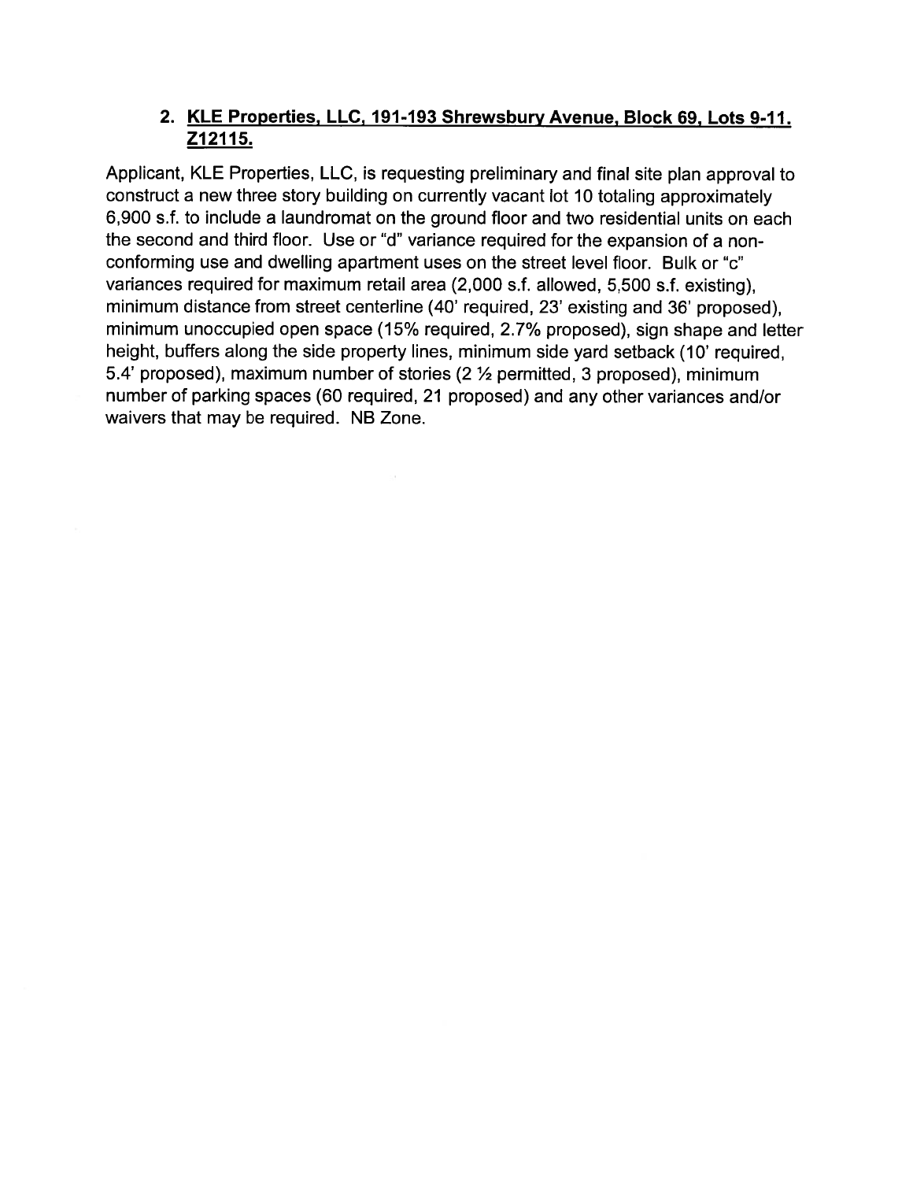**2. <u>KLE Properties, LLC, 191-193 Shrewsbury Avenue, Block 69, Lots 9-11. Z12115.</u>**

Applicant, KLE Properties, LLC, is requesting preliminary and final site plan approval to construct a new three story building on currently vacant lot 10 totaling approximately 6,900 s.f. to include a laundromat on the ground floor and two residential units on each the second and third floor. Use or "d" variance required for the expansion of a non-conforming use and dwelling apartment uses on the street level floor. Bulk or "c" variances required for maximum retail area (2,000 s.f. allowed, 5,500 s.f. existing), minimum distance from street centerline (40' required, 23' existing and 36' proposed), minimum unoccupied open space (15% required, 2.7% proposed), sign shape and letter height, buffers along the side property lines, minimum side yard setback (10' required, 5.4' proposed), maximum number of stories (2 ½ permitted, 3 proposed), minimum number of parking spaces (60 required, 21 proposed) and any other variances and/or waivers that may be required. NB Zone.